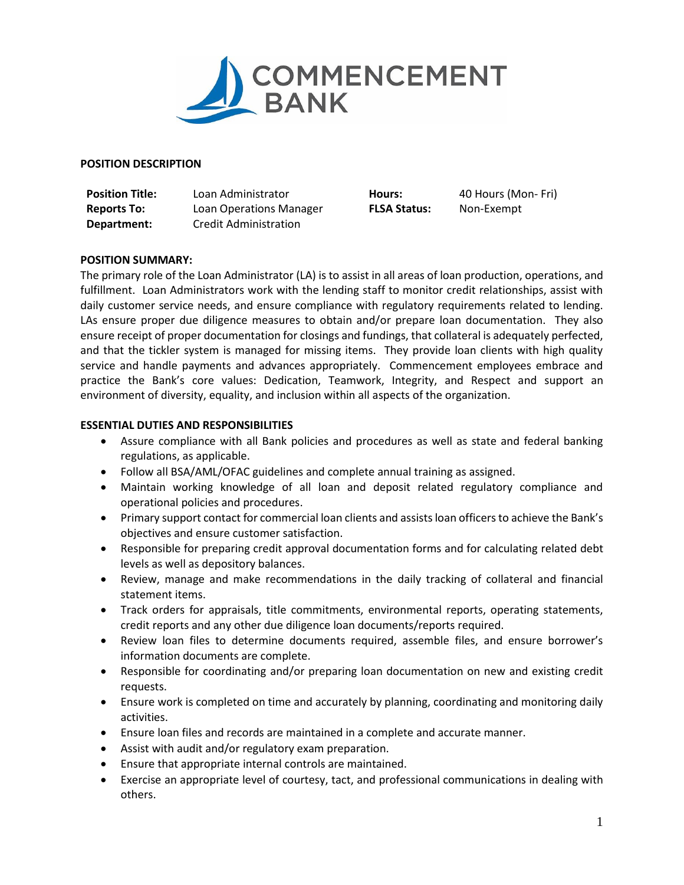# COMMENCEMENT BANK

**POSITION DESCRIPTION**

| | | | |
|---|---|---|---|
| **Position Title:** | Loan Administrator | **Hours:** | 40 Hours (Mon- Fri) |
| **Reports To:** | Loan Operations Manager | **FLSA Status:** | Non-Exempt |
| **Department:** | Credit Administration | | |

**POSITION SUMMARY:**

The primary role of the Loan Administrator (LA) is to assist in all areas of loan production, operations, and fulfillment. Loan Administrators work with the lending staff to monitor credit relationships, assist with daily customer service needs, and ensure compliance with regulatory requirements related to lending. LAs ensure proper due diligence measures to obtain and/or prepare loan documentation. They also ensure receipt of proper documentation for closings and fundings, that collateral is adequately perfected, and that the tickler system is managed for missing items. They provide loan clients with high quality service and handle payments and advances appropriately. Commencement employees embrace and practice the Bank's core values: Dedication, Teamwork, Integrity, and Respect and support an environment of diversity, equality, and inclusion within all aspects of the organization.

**ESSENTIAL DUTIES AND RESPONSIBILITIES**

- Assure compliance with all Bank policies and procedures as well as state and federal banking regulations, as applicable.
- Follow all BSA/AML/OFAC guidelines and complete annual training as assigned.
- Maintain working knowledge of all loan and deposit related regulatory compliance and operational policies and procedures.
- Primary support contact for commercial loan clients and assists loan officers to achieve the Bank's objectives and ensure customer satisfaction.
- Responsible for preparing credit approval documentation forms and for calculating related debt levels as well as depository balances.
- Review, manage and make recommendations in the daily tracking of collateral and financial statement items.
- Track orders for appraisals, title commitments, environmental reports, operating statements, credit reports and any other due diligence loan documents/reports required.
- Review loan files to determine documents required, assemble files, and ensure borrower's information documents are complete.
- Responsible for coordinating and/or preparing loan documentation on new and existing credit requests.
- Ensure work is completed on time and accurately by planning, coordinating and monitoring daily activities.
- Ensure loan files and records are maintained in a complete and accurate manner.
- Assist with audit and/or regulatory exam preparation.
- Ensure that appropriate internal controls are maintained.
- Exercise an appropriate level of courtesy, tact, and professional communications in dealing with others.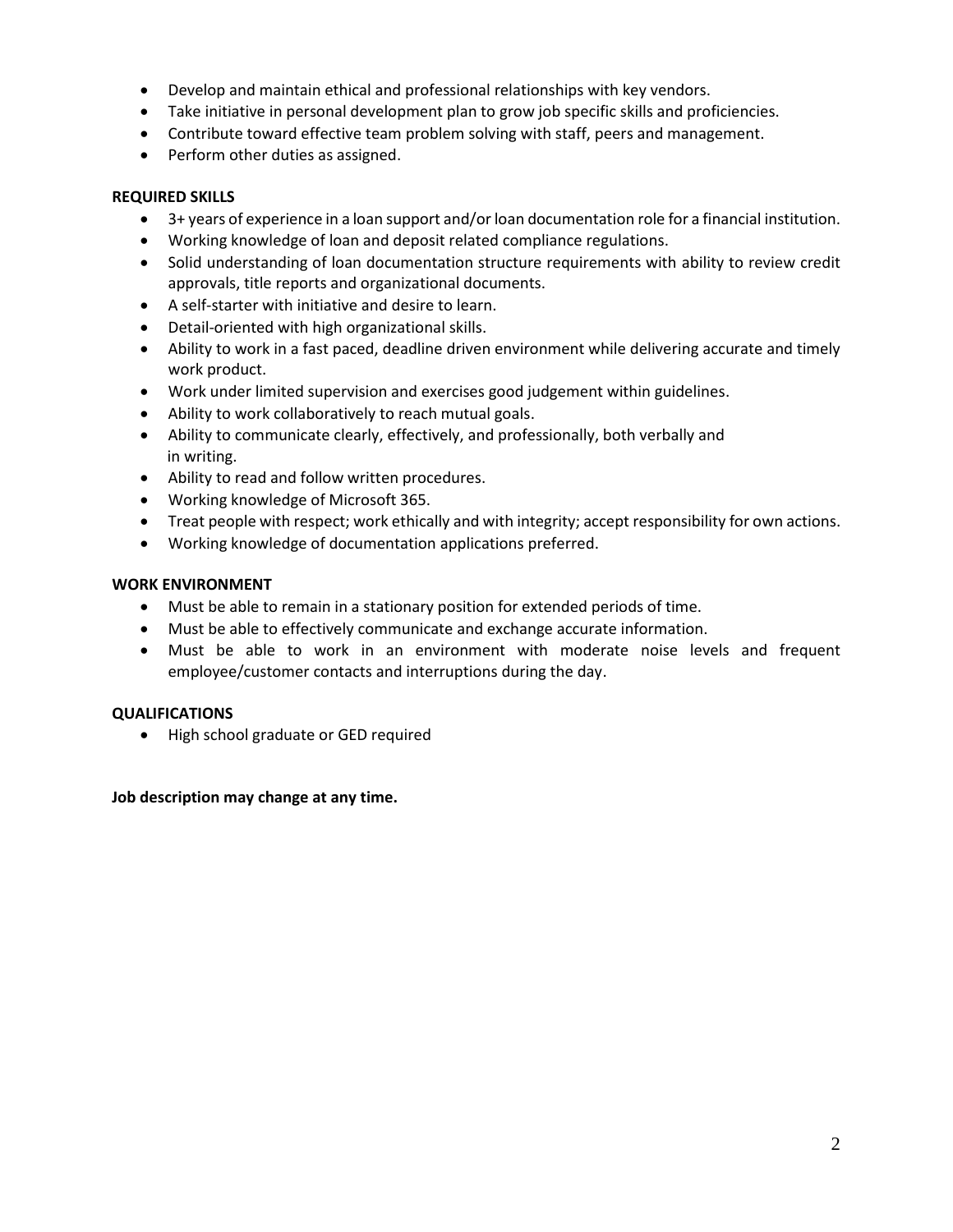- Develop and maintain ethical and professional relationships with key vendors.
- Take initiative in personal development plan to grow job specific skills and proficiencies.
- Contribute toward effective team problem solving with staff, peers and management.
- Perform other duties as assigned.

**REQUIRED SKILLS**

- 3+ years of experience in a loan support and/or loan documentation role for a financial institution.
- Working knowledge of loan and deposit related compliance regulations.
- Solid understanding of loan documentation structure requirements with ability to review credit approvals, title reports and organizational documents.
- A self-starter with initiative and desire to learn.
- Detail-oriented with high organizational skills.
- Ability to work in a fast paced, deadline driven environment while delivering accurate and timely work product.
- Work under limited supervision and exercises good judgement within guidelines.
- Ability to work collaboratively to reach mutual goals.
- Ability to communicate clearly, effectively, and professionally, both verbally and in writing.
- Ability to read and follow written procedures.
- Working knowledge of Microsoft 365.
- Treat people with respect; work ethically and with integrity; accept responsibility for own actions.
- Working knowledge of documentation applications preferred.

**WORK ENVIRONMENT**

- Must be able to remain in a stationary position for extended periods of time.
- Must be able to effectively communicate and exchange accurate information.
- Must be able to work in an environment with moderate noise levels and frequent employee/customer contacts and interruptions during the day.

**QUALIFICATIONS**

- High school graduate or GED required

**Job description may change at any time.**